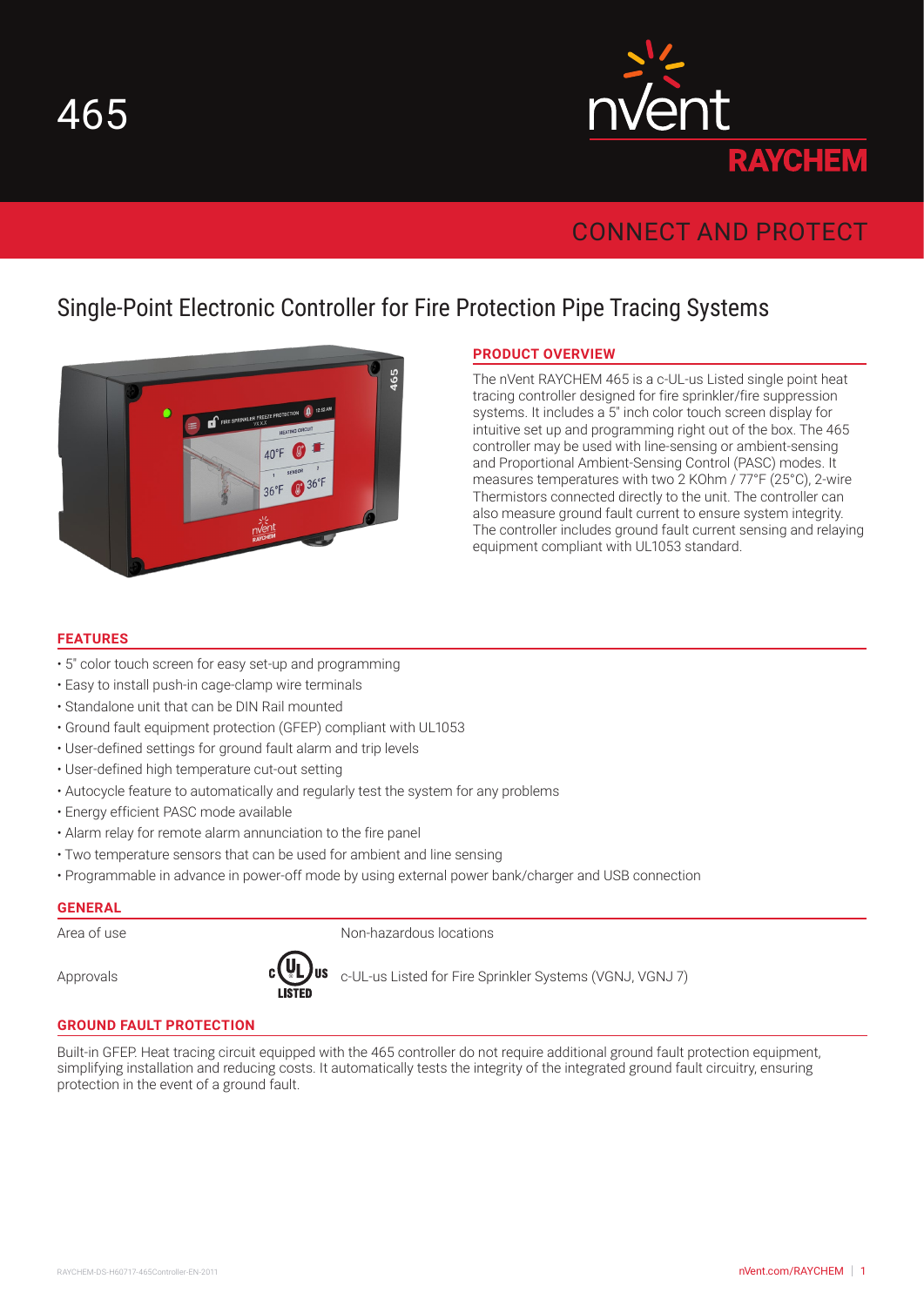# 465

nVent RAYCHEM

CONNECT AND PROTECT

## Single-Point Electronic Controller for Fire Protection Pipe Tracing Systems

### PRODUCT OVERVIEW

The nVent RAYCHEM 465 is a c-UL-us Listed single point heat tracing controller designed for fire sprinkler/fire suppression systems. It includes a 5" inch color touch screen display for intuitive set up and programming right out of the box. The 465 controller may be used with line-sensing or ambient-sensing and Proportional Ambient-Sensing Control (PASC) modes. It measures temperatures with two 2 KOhm / 77°F (25°C), 2-wire Thermistors connected directly to the unit. The controller can also measure ground fault current to ensure system integrity. The controller includes ground fault current sensing and relaying equipment compliant with UL1053 standard.

### FEATURES

- 5" color touch screen for easy set-up and programming
- Easy to install push-in cage-clamp wire terminals
- Standalone unit that can be DIN Rail mounted
- Ground fault equipment protection (GFEP) compliant with UL1053
- User-defined settings for ground fault alarm and trip levels
- User-defined high temperature cut-out setting
- Autocycle feature to automatically and regularly test the system for any problems
- Energy efficient PASC mode available
- Alarm relay for remote alarm annunciation to the fire panel
- Two temperature sensors that can be used for ambient and line sensing
- Programmable in advance in power-off mode by using external power bank/charger and USB connection

### GENERAL

| | |
|---|---|
| Area of use | Non-hazardous locations |
| Approvals | c-UL-us Listed for Fire Sprinkler Systems (VGNJ, VGNJ 7) |

### GROUND FAULT PROTECTION

Built-in GFEP. Heat tracing circuit equipped with the 465 controller do not require additional ground fault protection equipment, simplifying installation and reducing costs. It automatically tests the integrity of the integrated ground fault circuitry, ensuring protection in the event of a ground fault.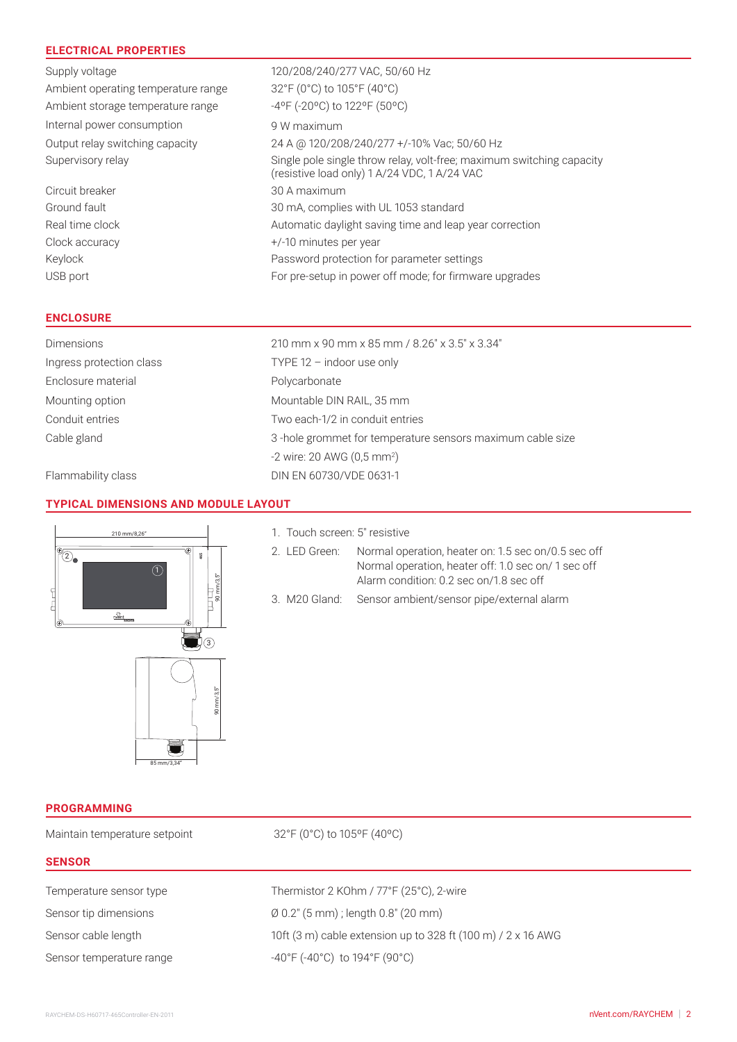## ELECTRICAL PROPERTIES

| | |
|---|---|
| Supply voltage | 120/208/240/277 VAC, 50/60 Hz |
| Ambient operating temperature range | 32°F (0°C) to 105°F (40°C) |
| Ambient storage temperature range | -4ºF (-20ºC) to 122ºF (50ºC) |
| Internal power consumption | 9 W maximum |
| Output relay switching capacity | 24 A @ 120/208/240/277 +/-10% Vac; 50/60 Hz |
| Supervisory relay | Single pole single throw relay, volt-free; maximum switching capacity (resistive load only) 1 A/24 VDC, 1 A/24 VAC |
| Circuit breaker | 30 A maximum |
| Ground fault | 30 mA, complies with UL 1053 standard |
| Real time clock | Automatic daylight saving time and leap year correction |
| Clock accuracy | +/-10 minutes per year |
| Keylock | Password protection for parameter settings |
| USB port | For pre-setup in power off mode; for firmware upgrades |

## ENCLOSURE

| | |
|---|---|
| Dimensions | 210 mm x 90 mm x 85 mm / 8.26" x 3.5" x 3.34" |
| Ingress protection class | TYPE 12 – indoor use only |
| Enclosure material | Polycarbonate |
| Mounting option | Mountable DIN RAIL, 35 mm |
| Conduit entries | Two each-1/2 in conduit entries |
| Cable gland | 3 -hole grommet for temperature sensors maximum cable size<br>-2 wire: 20 AWG (0,5 mm²) |
| Flammability class | DIN EN 60730/VDE 0631-1 |

## TYPICAL DIMENSIONS AND MODULE LAYOUT

1. Touch screen: 5" resistive
2. LED Green: Normal operation, heater on: 1.5 sec on/0.5 sec off
   Normal operation, heater off: 1.0 sec on/ 1 sec off
   Alarm condition: 0.2 sec on/1.8 sec off
3. M20 Gland: Sensor ambient/sensor pipe/external alarm

## PROGRAMMING

| | |
|---|---|
| Maintain temperature setpoint | 32°F (0°C) to 105ºF (40ºC) |

## SENSOR

| | |
|---|---|
| Temperature sensor type | Thermistor 2 KOhm / 77°F (25°C), 2-wire |
| Sensor tip dimensions | Ø 0.2" (5 mm) ; length 0.8" (20 mm) |
| Sensor cable length | 10ft (3 m) cable extension up to 328 ft (100 m) / 2 x 16 AWG |
| Sensor temperature range | -40°F (-40°C) to 194°F (90°C) |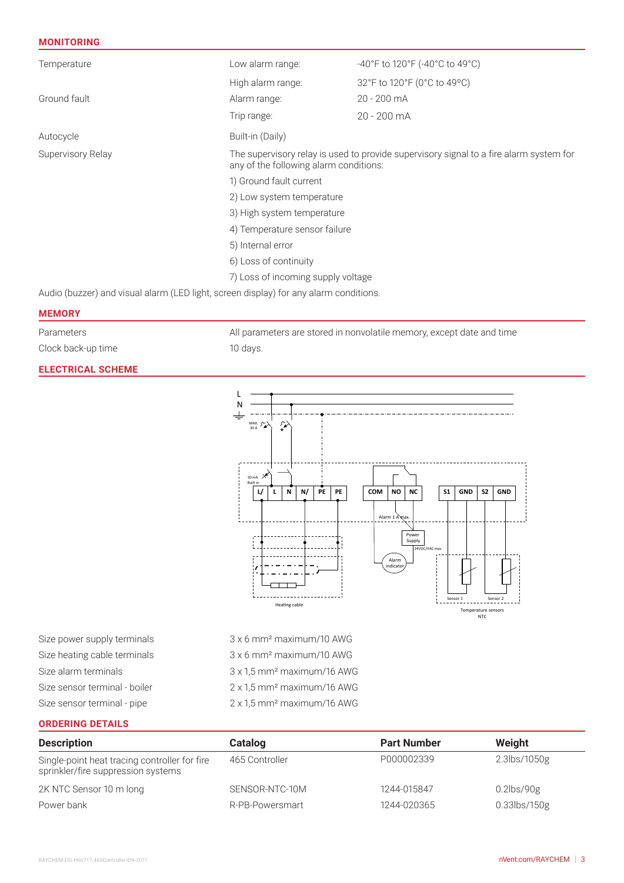## MONITORING

| | | |
|---|---|---|
| Temperature | Low alarm range: | -40°F to 120°F (-40°C to 49°C) |
| | High alarm range: | 32°F to 120°F (0°C to 49°C) |
| Ground fault | Alarm range: | 20 - 200 mA |
| | Trip range: | 20 - 200 mA |
| Autocycle | Built-in (Daily) | |

Supervisory Relay

The supervisory relay is used to provide supervisory signal to a fire alarm system for any of the following alarm conditions:

1) Ground fault current
2) Low system temperature
3) High system temperature
4) Temperature sensor failure
5) Internal error
6) Loss of continuity
7) Loss of incoming supply voltage

Audio (buzzer) and visual alarm (LED light, screen display) for any alarm conditions.

## MEMORY

| | |
|---|---|
| Parameters | All parameters are stored in nonvolatile memory, except date and time |
| Clock back-up time | 10 days. |

## ELECTRICAL SCHEME

| | |
|---|---|
| Size power supply terminals | 3 x 6 mm² maximum/10 AWG |
| Size heating cable terminals | 3 x 6 mm² maximum/10 AWG |
| Size alarm terminals | 3 x 1,5 mm² maximum/16 AWG |
| Size sensor terminal - boiler | 2 x 1,5 mm² maximum/16 AWG |
| Size sensor terminal - pipe | 2 x 1,5 mm² maximum/16 AWG |

## ORDERING DETAILS

| Description | Catalog | Part Number | Weight |
|---|---|---|---|
| Single-point heat tracing controller for fire sprinkler/fire suppression systems | 465 Controller | P000002339 | 2.3lbs/1050g |
| 2K NTC Sensor 10 m long | SENSOR-NTC-10M | 1244-015847 | 0.2lbs/90g |
| Power bank | R-PB-Powersmart | 1244-020365 | 0.33lbs/150g |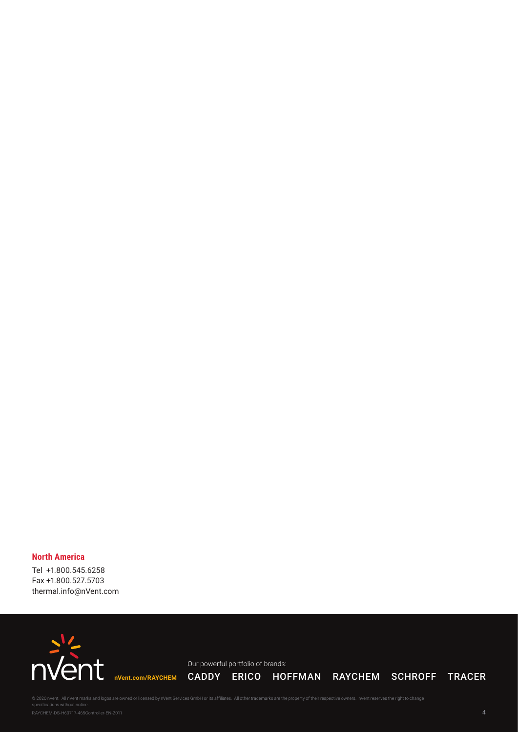**North America**

Tel +1.800.545.6258
Fax +1.800.527.5703
thermal.info@nVent.com

nVent.com/RAYCHEM

Our powerful portfolio of brands:

CADDY ERICO HOFFMAN RAYCHEM SCHROFF TRACER

© 2020 nVent. All nVent marks and logos are owned or licensed by nVent Services GmbH or its affiliates. All other trademarks are the property of their respective owners. nVent reserves the right to change specifications without notice.

RAYCHEM-DS-H60717-465Controller-EN-2011